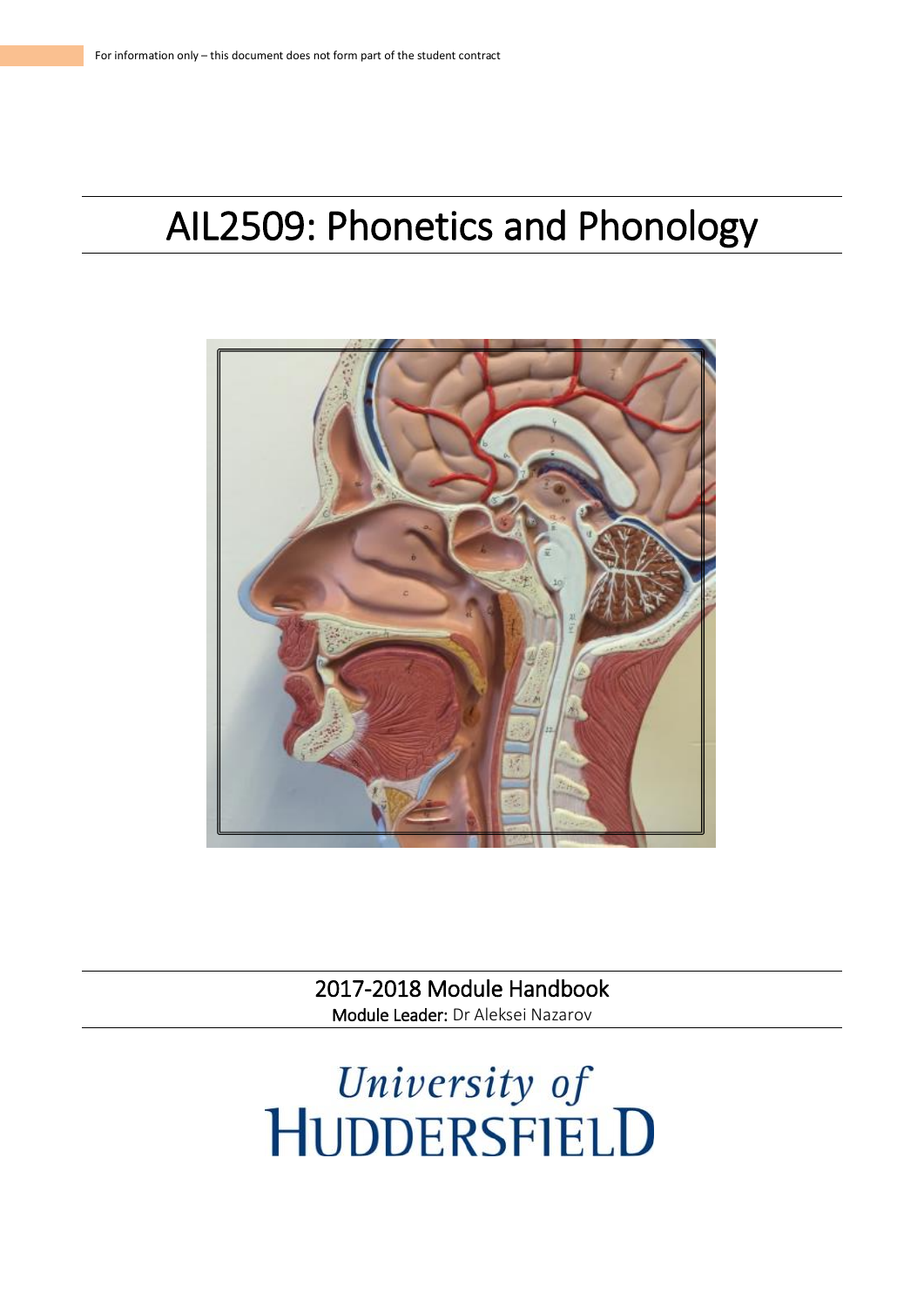For information only – this document does not form part of the student contract

# AIL2509: Phonetics and Phonology

2017-2018 Module Handbook

**Module Leader:** Dr Aleksei Nazarov

University of Huddersfield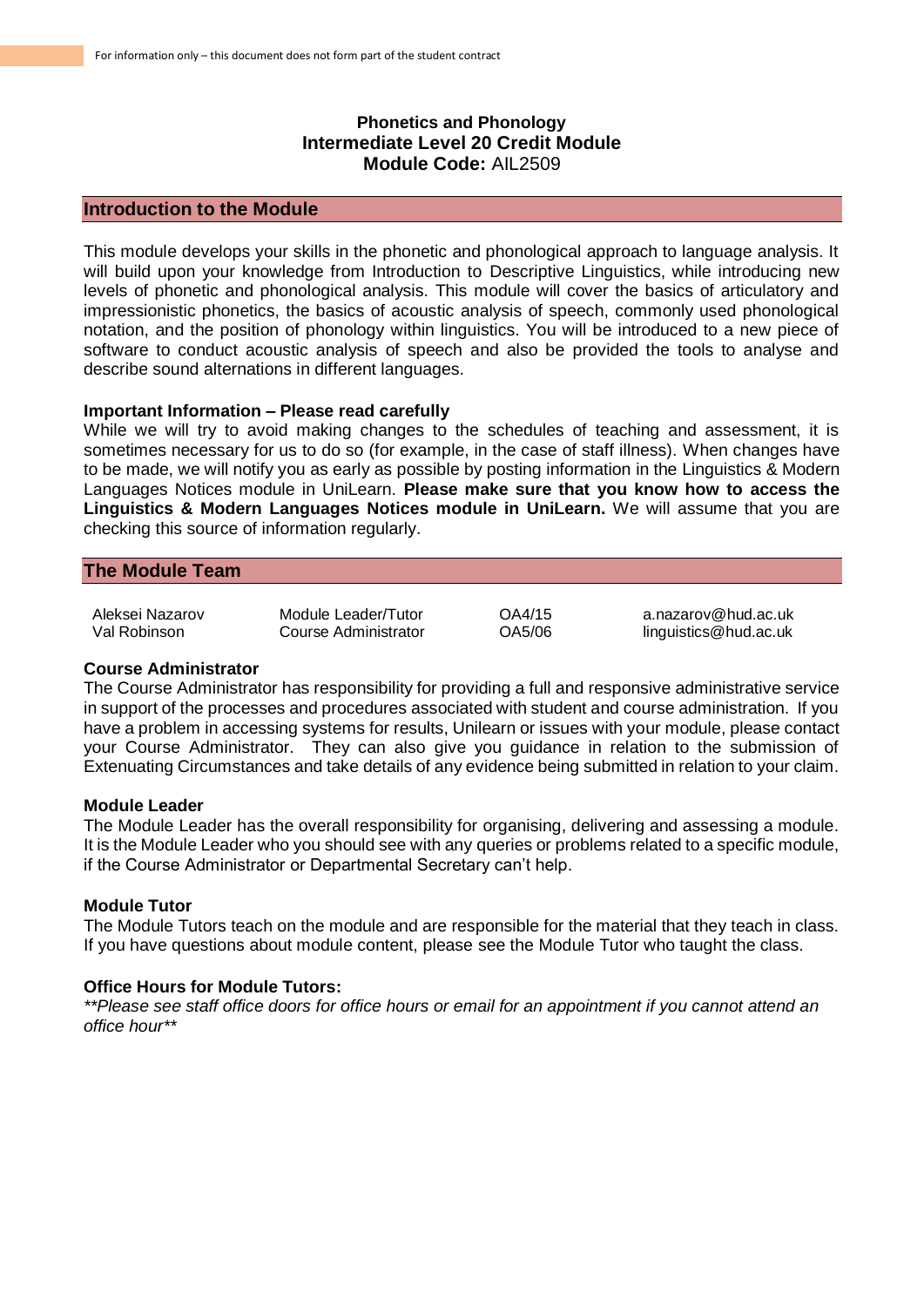For information only – this document does not form part of the student contract

**Phonetics and Phonology**
**Intermediate Level 20 Credit Module**
**Module Code:** AIL2509

## Introduction to the Module

This module develops your skills in the phonetic and phonological approach to language analysis. It will build upon your knowledge from Introduction to Descriptive Linguistics, while introducing new levels of phonetic and phonological analysis. This module will cover the basics of articulatory and impressionistic phonetics, the basics of acoustic analysis of speech, commonly used phonological notation, and the position of phonology within linguistics. You will be introduced to a new piece of software to conduct acoustic analysis of speech and also be provided the tools to analyse and describe sound alternations in different languages.

**Important Information – Please read carefully**

While we will try to avoid making changes to the schedules of teaching and assessment, it is sometimes necessary for us to do so (for example, in the case of staff illness). When changes have to be made, we will notify you as early as possible by posting information in the Linguistics & Modern Languages Notices module in UniLearn. **Please make sure that you know how to access the Linguistics & Modern Languages Notices module in UniLearn.** We will assume that you are checking this source of information regularly.

## The Module Team

| | | | |
|---|---|---|---|
| Aleksei Nazarov | Module Leader/Tutor | OA4/15 | a.nazarov@hud.ac.uk |
| Val Robinson | Course Administrator | OA5/06 | linguistics@hud.ac.uk |

**Course Administrator**

The Course Administrator has responsibility for providing a full and responsive administrative service in support of the processes and procedures associated with student and course administration. If you have a problem in accessing systems for results, Unilearn or issues with your module, please contact your Course Administrator. They can also give you guidance in relation to the submission of Extenuating Circumstances and take details of any evidence being submitted in relation to your claim.

**Module Leader**

The Module Leader has the overall responsibility for organising, delivering and assessing a module. It is the Module Leader who you should see with any queries or problems related to a specific module, if the Course Administrator or Departmental Secretary can't help.

**Module Tutor**

The Module Tutors teach on the module and are responsible for the material that they teach in class. If you have questions about module content, please see the Module Tutor who taught the class.

**Office Hours for Module Tutors:**

*\*\*Please see staff office doors for office hours or email for an appointment if you cannot attend an office hour\*\**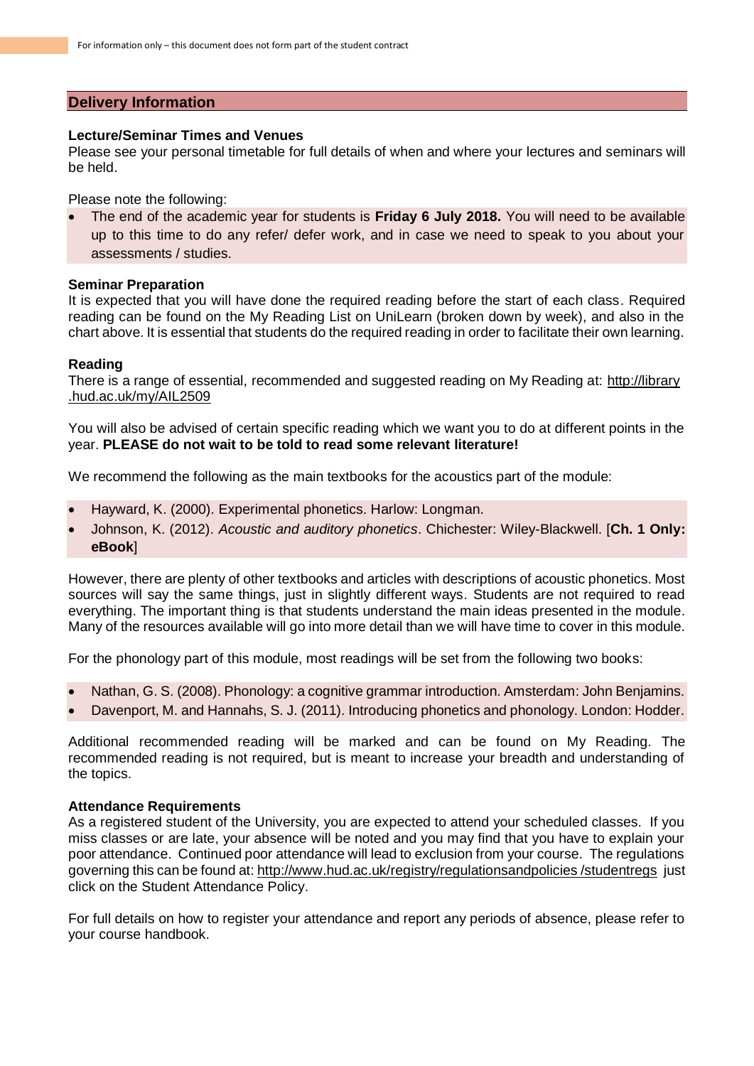## Delivery Information

**Lecture/Seminar Times and Venues**

Please see your personal timetable for full details of when and where your lectures and seminars will be held.

Please note the following:

- The end of the academic year for students is **Friday 6 July 2018.** You will need to be available up to this time to do any refer/ defer work, and in case we need to speak to you about your assessments / studies.

**Seminar Preparation**

It is expected that you will have done the required reading before the start of each class. Required reading can be found on the My Reading List on UniLearn (broken down by week), and also in the chart above. It is essential that students do the required reading in order to facilitate their own learning.

**Reading**

There is a range of essential, recommended and suggested reading on My Reading at: http://library.hud.ac.uk/my/AIL2509

You will also be advised of certain specific reading which we want you to do at different points in the year. **PLEASE do not wait to be told to read some relevant literature!**

We recommend the following as the main textbooks for the acoustics part of the module:

- Hayward, K. (2000). Experimental phonetics. Harlow: Longman.
- Johnson, K. (2012). *Acoustic and auditory phonetics*. Chichester: Wiley-Blackwell. [**Ch. 1 Only: eBook**]

However, there are plenty of other textbooks and articles with descriptions of acoustic phonetics. Most sources will say the same things, just in slightly different ways. Students are not required to read everything. The important thing is that students understand the main ideas presented in the module. Many of the resources available will go into more detail than we will have time to cover in this module.

For the phonology part of this module, most readings will be set from the following two books:

- Nathan, G. S. (2008). Phonology: a cognitive grammar introduction. Amsterdam: John Benjamins.
- Davenport, M. and Hannahs, S. J. (2011). Introducing phonetics and phonology. London: Hodder.

Additional recommended reading will be marked and can be found on My Reading. The recommended reading is not required, but is meant to increase your breadth and understanding of the topics.

**Attendance Requirements**

As a registered student of the University, you are expected to attend your scheduled classes. If you miss classes or are late, your absence will be noted and you may find that you have to explain your poor attendance. Continued poor attendance will lead to exclusion from your course. The regulations governing this can be found at: http://www.hud.ac.uk/registry/regulationsandpolicies/studentregs just click on the Student Attendance Policy.

For full details on how to register your attendance and report any periods of absence, please refer to your course handbook.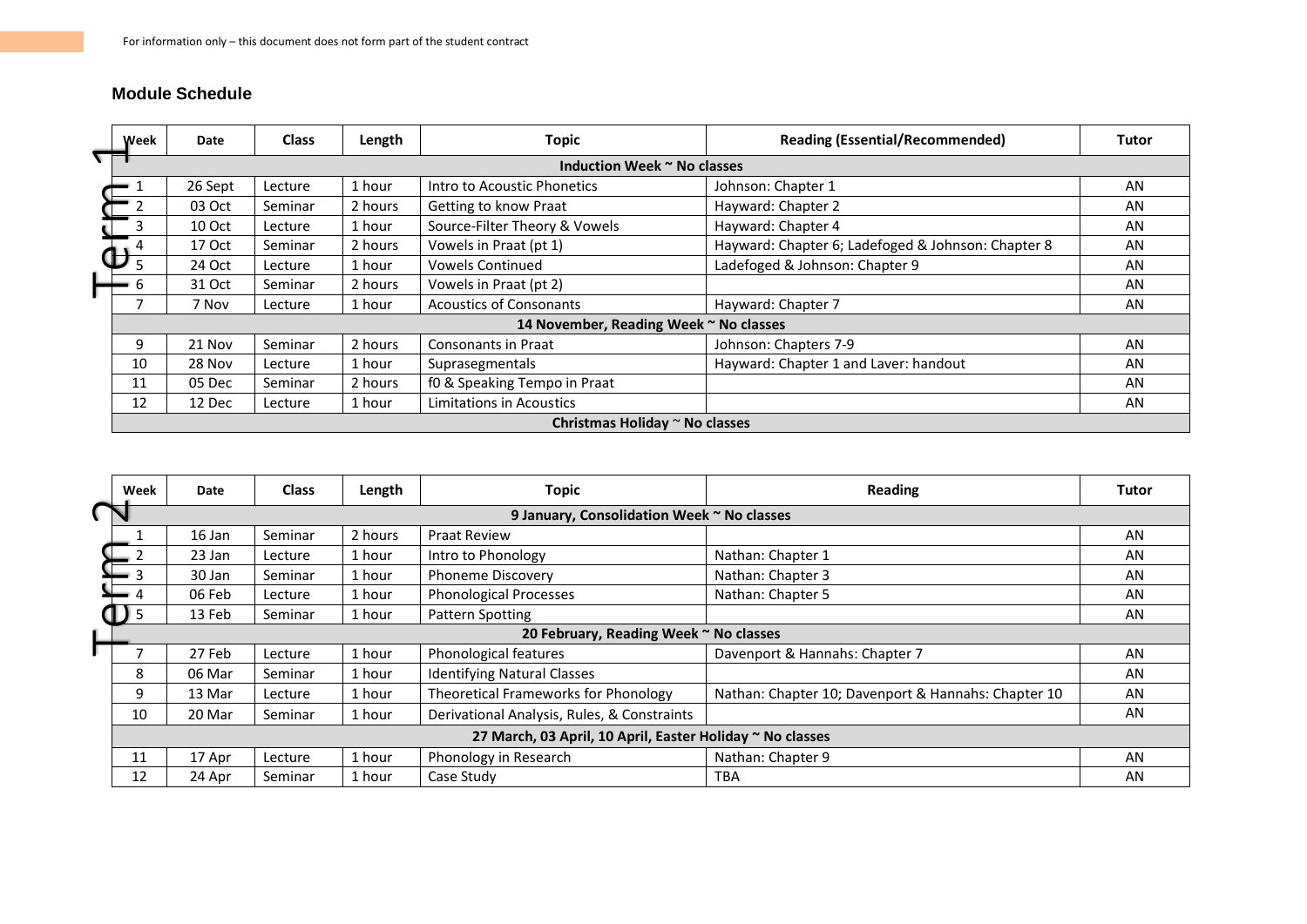For information only – this document does not form part of the student contract

## Module Schedule

**Term 1**

| Week | Date | Class | Length | Topic | Reading (Essential/Recommended) | Tutor |
|---|---|---|---|---|---|---|
| **Induction Week ~ No classes** | | | | | | |
| 1 | 26 Sept | Lecture | 1 hour | Intro to Acoustic Phonetics | Johnson: Chapter 1 | AN |
| 2 | 03 Oct | Seminar | 2 hours | Getting to know Praat | Hayward: Chapter 2 | AN |
| 3 | 10 Oct | Lecture | 1 hour | Source-Filter Theory & Vowels | Hayward: Chapter 4 | AN |
| 4 | 17 Oct | Seminar | 2 hours | Vowels in Praat (pt 1) | Hayward: Chapter 6; Ladefoged & Johnson: Chapter 8 | AN |
| 5 | 24 Oct | Lecture | 1 hour | Vowels Continued | Ladefoged & Johnson: Chapter 9 | AN |
| 6 | 31 Oct | Seminar | 2 hours | Vowels in Praat (pt 2) | | AN |
| 7 | 7 Nov | Lecture | 1 hour | Acoustics of Consonants | Hayward: Chapter 7 | AN |
| **14 November, Reading Week ~ No classes** | | | | | | |
| 9 | 21 Nov | Seminar | 2 hours | Consonants in Praat | Johnson: Chapters 7-9 | AN |
| 10 | 28 Nov | Lecture | 1 hour | Suprasegmentals | Hayward: Chapter 1 and Laver: handout | AN |
| 11 | 05 Dec | Seminar | 2 hours | f0 & Speaking Tempo in Praat | | AN |
| 12 | 12 Dec | Lecture | 1 hour | Limitations in Acoustics | | AN |
| **Christmas Holiday ~ No classes** | | | | | | |

**Term 2**

| Week | Date | Class | Length | Topic | Reading | Tutor |
|---|---|---|---|---|---|---|
| **9 January, Consolidation Week ~ No classes** | | | | | | |
| 1 | 16 Jan | Seminar | 2 hours | Praat Review | | AN |
| 2 | 23 Jan | Lecture | 1 hour | Intro to Phonology | Nathan: Chapter 1 | AN |
| 3 | 30 Jan | Seminar | 1 hour | Phoneme Discovery | Nathan: Chapter 3 | AN |
| 4 | 06 Feb | Lecture | 1 hour | Phonological Processes | Nathan: Chapter 5 | AN |
| 5 | 13 Feb | Seminar | 1 hour | Pattern Spotting | | AN |
| **20 February, Reading Week ~ No classes** | | | | | | |
| 7 | 27 Feb | Lecture | 1 hour | Phonological features | Davenport & Hannahs: Chapter 7 | AN |
| 8 | 06 Mar | Seminar | 1 hour | Identifying Natural Classes | | AN |
| 9 | 13 Mar | Lecture | 1 hour | Theoretical Frameworks for Phonology | Nathan: Chapter 10; Davenport & Hannahs: Chapter 10 | AN |
| 10 | 20 Mar | Seminar | 1 hour | Derivational Analysis, Rules, & Constraints | | AN |
| **27 March, 03 April, 10 April, Easter Holiday ~ No classes** | | | | | | |
| 11 | 17 Apr | Lecture | 1 hour | Phonology in Research | Nathan: Chapter 9 | AN |
| 12 | 24 Apr | Seminar | 1 hour | Case Study | TBA | AN |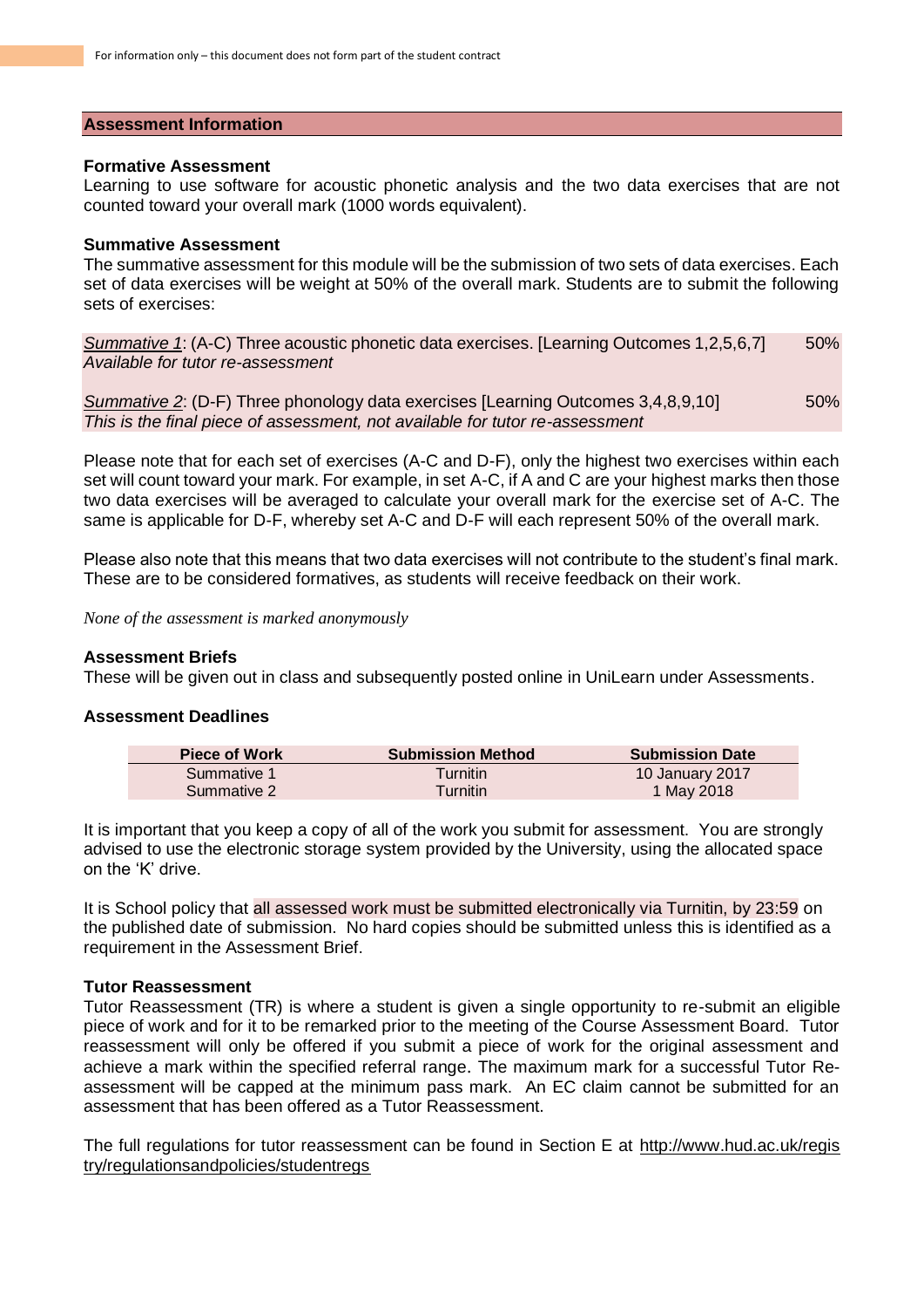## Assessment Information

**Formative Assessment**

Learning to use software for acoustic phonetic analysis and the two data exercises that are not counted toward your overall mark (1000 words equivalent).

**Summative Assessment**

The summative assessment for this module will be the submission of two sets of data exercises. Each set of data exercises will be weight at 50% of the overall mark. Students are to submit the following sets of exercises:

*Summative 1*: (A-C) Three acoustic phonetic data exercises. [Learning Outcomes 1,2,5,6,7] 50%
*Available for tutor re-assessment*

*Summative 2*: (D-F) Three phonology data exercises [Learning Outcomes 3,4,8,9,10] 50%
*This is the final piece of assessment, not available for tutor re-assessment*

Please note that for each set of exercises (A-C and D-F), only the highest two exercises within each set will count toward your mark. For example, in set A-C, if A and C are your highest marks then those two data exercises will be averaged to calculate your overall mark for the exercise set of A-C. The same is applicable for D-F, whereby set A-C and D-F will each represent 50% of the overall mark.

Please also note that this means that two data exercises will not contribute to the student's final mark. These are to be considered formatives, as students will receive feedback on their work.

*None of the assessment is marked anonymously*

**Assessment Briefs**

These will be given out in class and subsequently posted online in UniLearn under Assessments.

**Assessment Deadlines**

| Piece of Work | Submission Method | Submission Date |
|---|---|---|
| Summative 1 | Turnitin | 10 January 2017 |
| Summative 2 | Turnitin | 1 May 2018 |

It is important that you keep a copy of all of the work you submit for assessment. You are strongly advised to use the electronic storage system provided by the University, using the allocated space on the 'K' drive.

It is School policy that all assessed work must be submitted electronically via Turnitin, by 23:59 on the published date of submission. No hard copies should be submitted unless this is identified as a requirement in the Assessment Brief.

**Tutor Reassessment**

Tutor Reassessment (TR) is where a student is given a single opportunity to re-submit an eligible piece of work and for it to be remarked prior to the meeting of the Course Assessment Board. Tutor reassessment will only be offered if you submit a piece of work for the original assessment and achieve a mark within the specified referral range. The maximum mark for a successful Tutor Re-assessment will be capped at the minimum pass mark. An EC claim cannot be submitted for an assessment that has been offered as a Tutor Reassessment.

The full regulations for tutor reassessment can be found in Section E at http://www.hud.ac.uk/registry/regulationsandpolicies/studentregs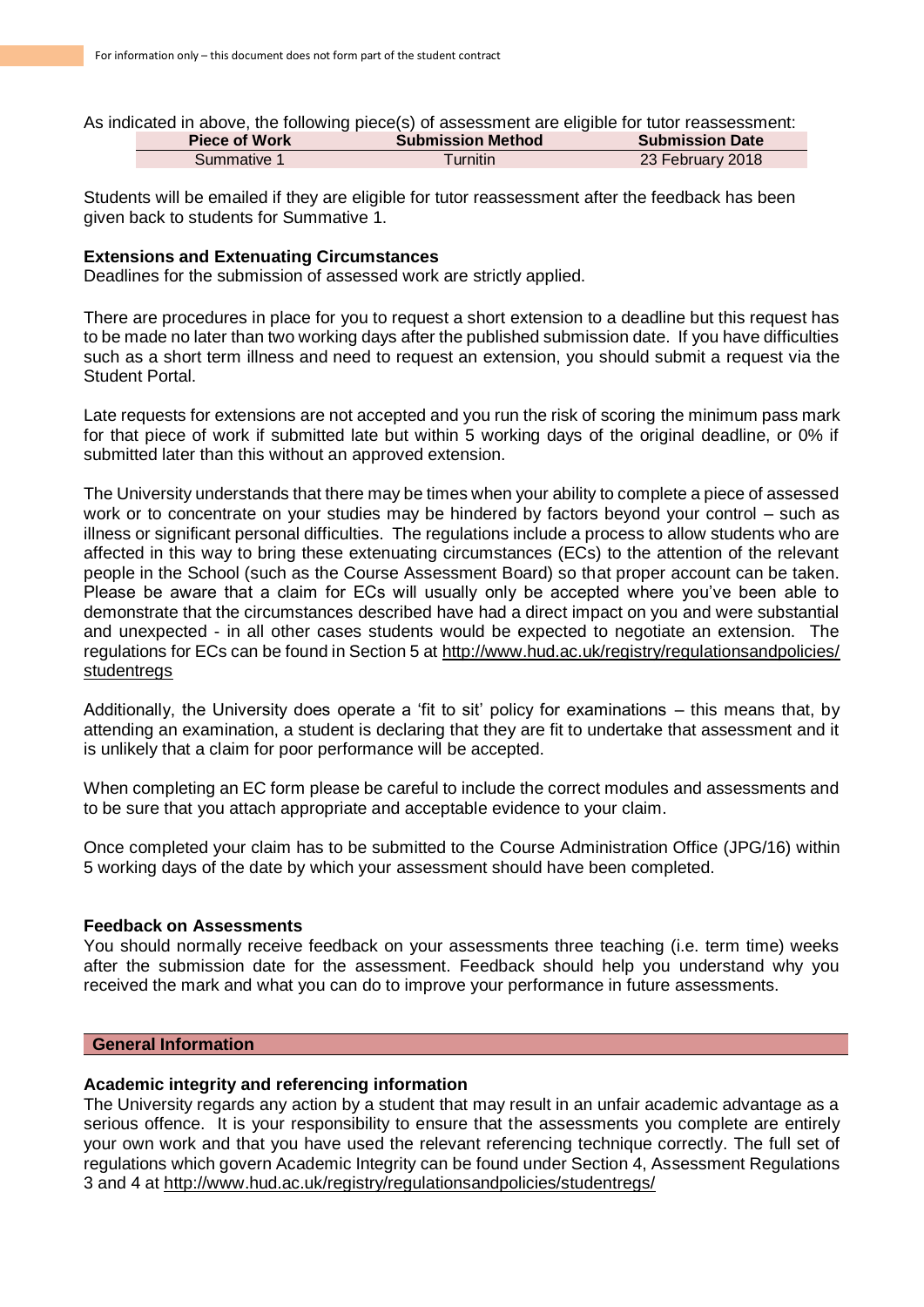As indicated in above, the following piece(s) of assessment are eligible for tutor reassessment:

| Piece of Work | Submission Method | Submission Date |
|---|---|---|
| Summative 1 | Turnitin | 23 February 2018 |

Students will be emailed if they are eligible for tutor reassessment after the feedback has been given back to students for Summative 1.

**Extensions and Extenuating Circumstances**

Deadlines for the submission of assessed work are strictly applied.

There are procedures in place for you to request a short extension to a deadline but this request has to be made no later than two working days after the published submission date. If you have difficulties such as a short term illness and need to request an extension, you should submit a request via the Student Portal.

Late requests for extensions are not accepted and you run the risk of scoring the minimum pass mark for that piece of work if submitted late but within 5 working days of the original deadline, or 0% if submitted later than this without an approved extension.

The University understands that there may be times when your ability to complete a piece of assessed work or to concentrate on your studies may be hindered by factors beyond your control – such as illness or significant personal difficulties. The regulations include a process to allow students who are affected in this way to bring these extenuating circumstances (ECs) to the attention of the relevant people in the School (such as the Course Assessment Board) so that proper account can be taken. Please be aware that a claim for ECs will usually only be accepted where you've been able to demonstrate that the circumstances described have had a direct impact on you and were substantial and unexpected - in all other cases students would be expected to negotiate an extension. The regulations for ECs can be found in Section 5 at http://www.hud.ac.uk/registry/regulationsandpolicies/studentregs

Additionally, the University does operate a 'fit to sit' policy for examinations – this means that, by attending an examination, a student is declaring that they are fit to undertake that assessment and it is unlikely that a claim for poor performance will be accepted.

When completing an EC form please be careful to include the correct modules and assessments and to be sure that you attach appropriate and acceptable evidence to your claim.

Once completed your claim has to be submitted to the Course Administration Office (JPG/16) within 5 working days of the date by which your assessment should have been completed.

**Feedback on Assessments**

You should normally receive feedback on your assessments three teaching (i.e. term time) weeks after the submission date for the assessment. Feedback should help you understand why you received the mark and what you can do to improve your performance in future assessments.

## General Information

**Academic integrity and referencing information**

The University regards any action by a student that may result in an unfair academic advantage as a serious offence. It is your responsibility to ensure that the assessments you complete are entirely your own work and that you have used the relevant referencing technique correctly. The full set of regulations which govern Academic Integrity can be found under Section 4, Assessment Regulations 3 and 4 at http://www.hud.ac.uk/registry/regulationsandpolicies/studentregs/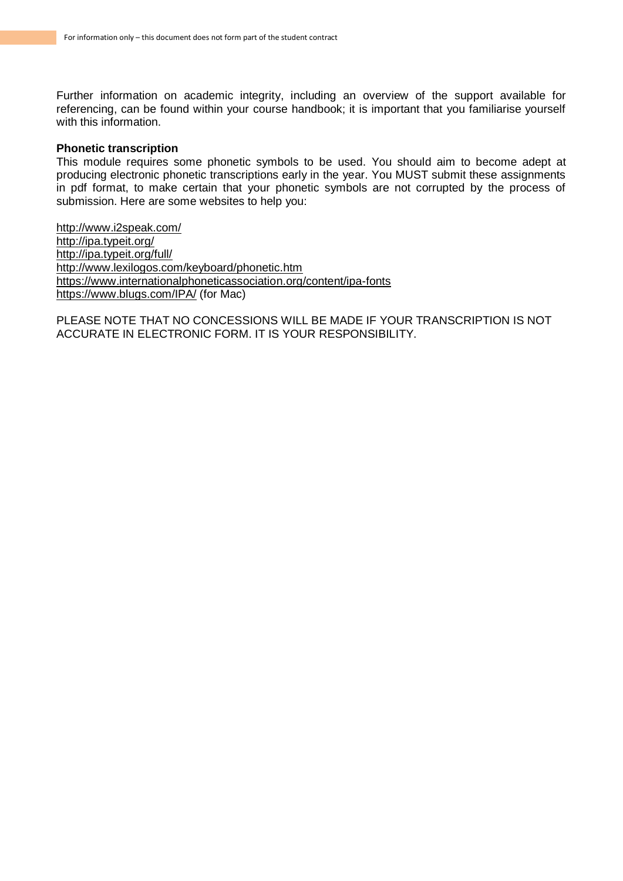Further information on academic integrity, including an overview of the support available for referencing, can be found within your course handbook; it is important that you familiarise yourself with this information.

**Phonetic transcription**

This module requires some phonetic symbols to be used. You should aim to become adept at producing electronic phonetic transcriptions early in the year. You MUST submit these assignments in pdf format, to make certain that your phonetic symbols are not corrupted by the process of submission. Here are some websites to help you:

http://www.i2speak.com/
http://ipa.typeit.org/
http://ipa.typeit.org/full/
http://www.lexilogos.com/keyboard/phonetic.htm
https://www.internationalphoneticassociation.org/content/ipa-fonts
https://www.blugs.com/IPA/ (for Mac)

PLEASE NOTE THAT NO CONCESSIONS WILL BE MADE IF YOUR TRANSCRIPTION IS NOT ACCURATE IN ELECTRONIC FORM. IT IS YOUR RESPONSIBILITY.